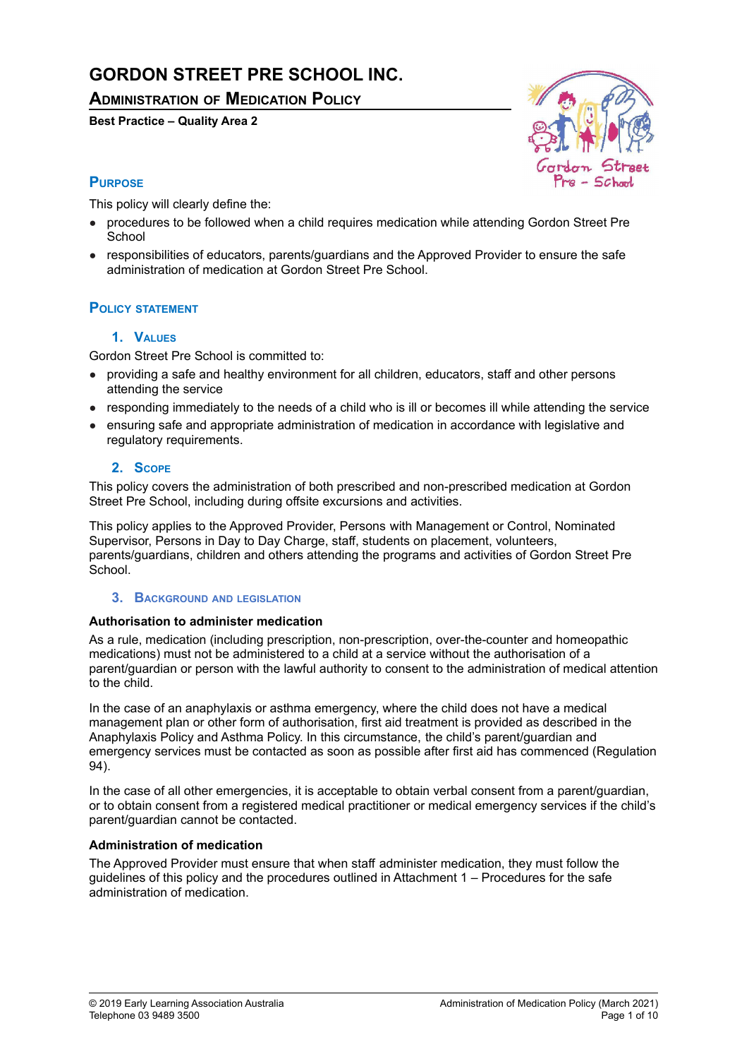# GORDON STREET PRE SCHOOL INC.

## Administration of Medication Policy

**Best Practice – Quality Area 2**

## Purpose

This policy will clearly define the:

- procedures to be followed when a child requires medication while attending Gordon Street Pre School
- responsibilities of educators, parents/guardians and the Approved Provider to ensure the safe administration of medication at Gordon Street Pre School.

## Policy statement

### 1. Values

Gordon Street Pre School is committed to:

- providing a safe and healthy environment for all children, educators, staff and other persons attending the service
- responding immediately to the needs of a child who is ill or becomes ill while attending the service
- ensuring safe and appropriate administration of medication in accordance with legislative and regulatory requirements.

### 2. Scope

This policy covers the administration of both prescribed and non-prescribed medication at Gordon Street Pre School, including during offsite excursions and activities.

This policy applies to the Approved Provider, Persons with Management or Control, Nominated Supervisor, Persons in Day to Day Charge, staff, students on placement, volunteers, parents/guardians, children and others attending the programs and activities of Gordon Street Pre School.

### 3. Background and legislation

**Authorisation to administer medication**

As a rule, medication (including prescription, non-prescription, over-the-counter and homeopathic medications) must not be administered to a child at a service without the authorisation of a parent/guardian or person with the lawful authority to consent to the administration of medical attention to the child.

In the case of an anaphylaxis or asthma emergency, where the child does not have a medical management plan or other form of authorisation, first aid treatment is provided as described in the Anaphylaxis Policy and Asthma Policy. In this circumstance, the child's parent/guardian and emergency services must be contacted as soon as possible after first aid has commenced (Regulation 94).

In the case of all other emergencies, it is acceptable to obtain verbal consent from a parent/guardian, or to obtain consent from a registered medical practitioner or medical emergency services if the child's parent/guardian cannot be contacted.

**Administration of medication**

The Approved Provider must ensure that when staff administer medication, they must follow the guidelines of this policy and the procedures outlined in Attachment 1 – Procedures for the safe administration of medication.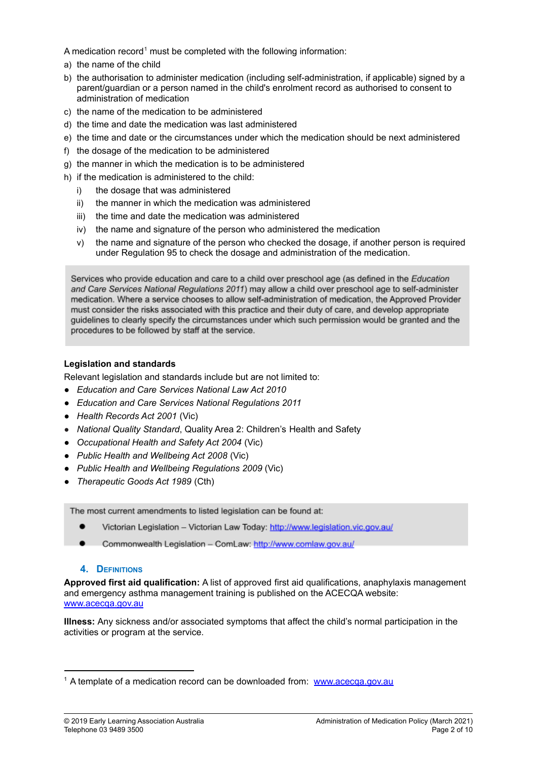A medication record[1] must be completed with the following information:

a) the name of the child
b) the authorisation to administer medication (including self-administration, if applicable) signed by a parent/guardian or a person named in the child's enrolment record as authorised to consent to administration of medication
c) the name of the medication to be administered
d) the time and date the medication was last administered
e) the time and date or the circumstances under which the medication should be next administered
f) the dosage of the medication to be administered
g) the manner in which the medication is to be administered
h) if the medication is administered to the child:
    i) the dosage that was administered
    ii) the manner in which the medication was administered
    iii) the time and date the medication was administered
    iv) the name and signature of the person who administered the medication
    v) the name and signature of the person who checked the dosage, if another person is required under Regulation 95 to check the dosage and administration of the medication.

> Services who provide education and care to a child over preschool age (as defined in the *Education and Care Services National Regulations 2011*) may allow a child over preschool age to self-administer medication. Where a service chooses to allow self-administration of medication, the Approved Provider must consider the risks associated with this practice and their duty of care, and develop appropriate guidelines to clearly specify the circumstances under which such permission would be granted and the procedures to be followed by staff at the service.

**Legislation and standards**

Relevant legislation and standards include but are not limited to:

- *Education and Care Services National Law Act 2010*
- *Education and Care Services National Regulations 2011*
- *Health Records Act 2001* (Vic)
- *National Quality Standard*, Quality Area 2: Children's Health and Safety
- *Occupational Health and Safety Act 2004* (Vic)
- *Public Health and Wellbeing Act 2008* (Vic)
- *Public Health and Wellbeing Regulations 2009* (Vic)
- *Therapeutic Goods Act 1989* (Cth)

> The most current amendments to listed legislation can be found at:
>
> - Victorian Legislation – Victorian Law Today: http://www.legislation.vic.gov.au/
> - Commonwealth Legislation – ComLaw: http://www.comlaw.gov.au/

## 4. Definitions

**Approved first aid qualification:** A list of approved first aid qualifications, anaphylaxis management and emergency asthma management training is published on the ACECQA website: www.acecqa.gov.au

**Illness:** Any sickness and/or associated symptoms that affect the child's normal participation in the activities or program at the service.

---

[1] A template of a medication record can be downloaded from: www.acecqa.gov.au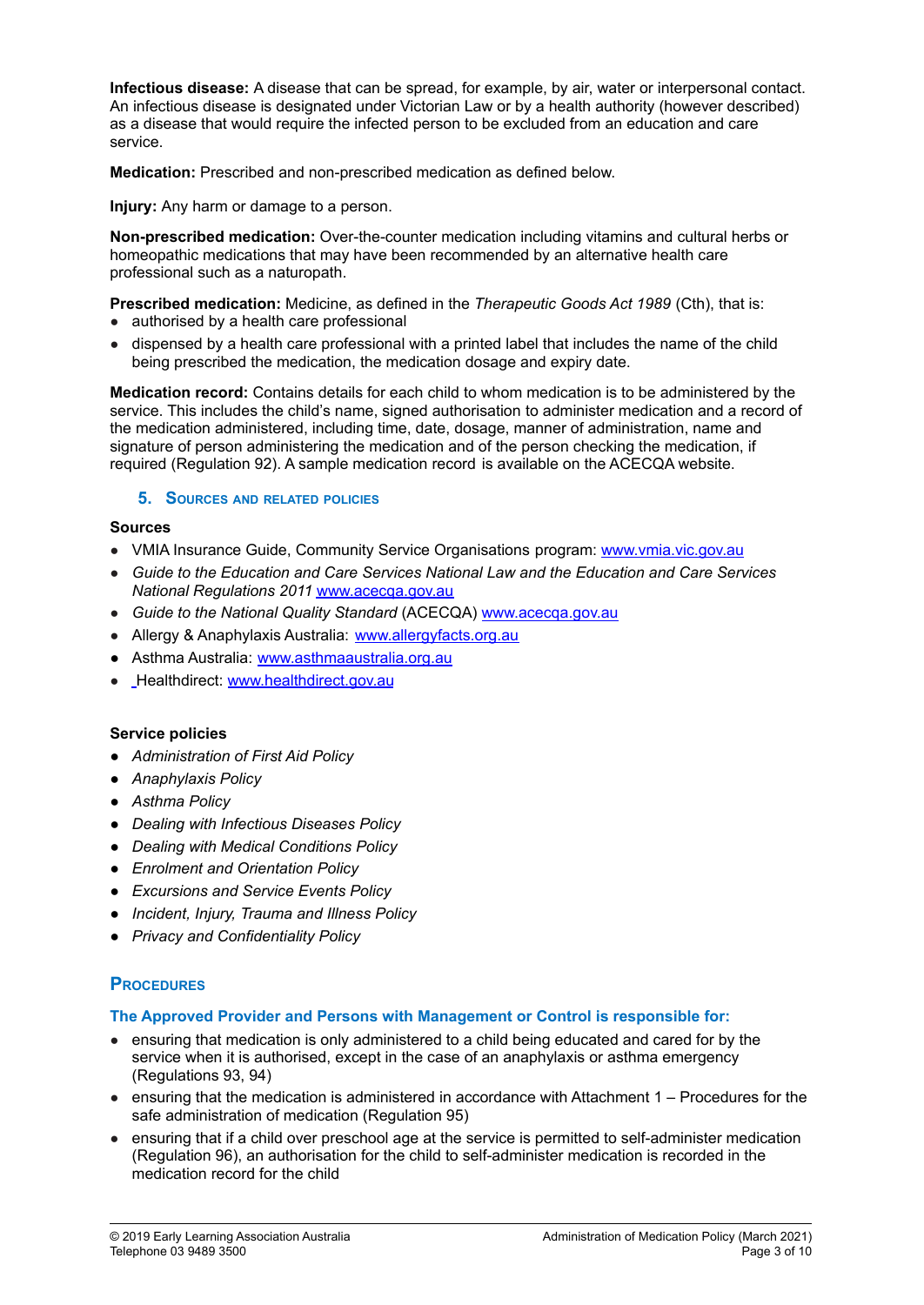**Infectious disease:** A disease that can be spread, for example, by air, water or interpersonal contact. An infectious disease is designated under Victorian Law or by a health authority (however described) as a disease that would require the infected person to be excluded from an education and care service.

**Medication:** Prescribed and non-prescribed medication as defined below.

**Injury:** Any harm or damage to a person.

**Non-prescribed medication:** Over-the-counter medication including vitamins and cultural herbs or homeopathic medications that may have been recommended by an alternative health care professional such as a naturopath.

**Prescribed medication:** Medicine, as defined in the *Therapeutic Goods Act 1989* (Cth), that is:

- authorised by a health care professional
- dispensed by a health care professional with a printed label that includes the name of the child being prescribed the medication, the medication dosage and expiry date.

**Medication record:** Contains details for each child to whom medication is to be administered by the service. This includes the child's name, signed authorisation to administer medication and a record of the medication administered, including time, date, dosage, manner of administration, name and signature of person administering the medication and of the person checking the medication, if required (Regulation 92). A sample medication record is available on the ACECQA website.

### 5. Sources and related policies

**Sources**

- VMIA Insurance Guide, Community Service Organisations program: www.vmia.vic.gov.au
- *Guide to the Education and Care Services National Law and the Education and Care Services National Regulations 2011* www.acecqa.gov.au
- *Guide to the National Quality Standard* (ACECQA) www.acecqa.gov.au
- Allergy & Anaphylaxis Australia: www.allergyfacts.org.au
- Asthma Australia: www.asthmaaustralia.org.au
- Healthdirect: www.healthdirect.gov.au

**Service policies**

- *Administration of First Aid Policy*
- *Anaphylaxis Policy*
- *Asthma Policy*
- *Dealing with Infectious Diseases Policy*
- *Dealing with Medical Conditions Policy*
- *Enrolment and Orientation Policy*
- *Excursions and Service Events Policy*
- *Incident, Injury, Trauma and Illness Policy*
- *Privacy and Confidentiality Policy*

## Procedures

### The Approved Provider and Persons with Management or Control is responsible for:

- ensuring that medication is only administered to a child being educated and cared for by the service when it is authorised, except in the case of an anaphylaxis or asthma emergency (Regulations 93, 94)
- ensuring that the medication is administered in accordance with Attachment 1 – Procedures for the safe administration of medication (Regulation 95)
- ensuring that if a child over preschool age at the service is permitted to self-administer medication (Regulation 96), an authorisation for the child to self-administer medication is recorded in the medication record for the child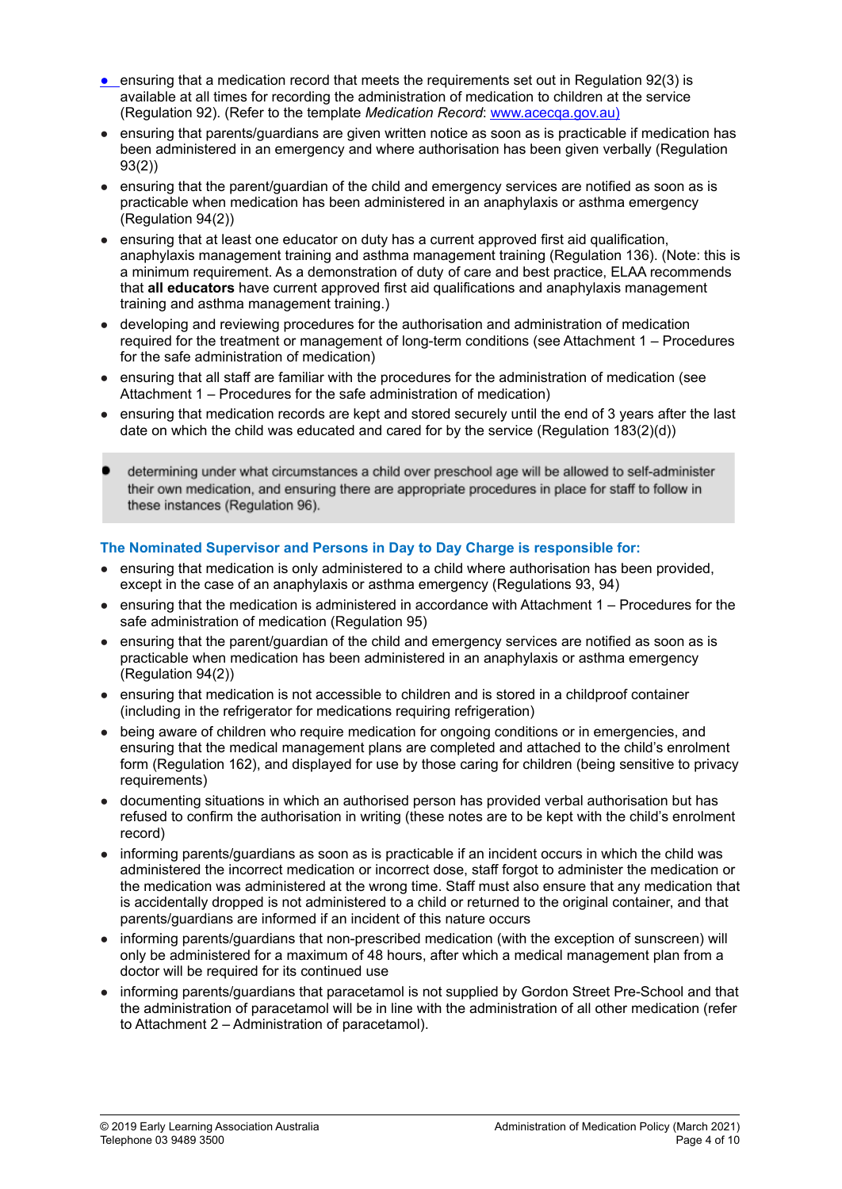- ensuring that a medication record that meets the requirements set out in Regulation 92(3) is available at all times for recording the administration of medication to children at the service (Regulation 92). (Refer to the template *Medication Record*: www.acecqa.gov.au)
- ensuring that parents/guardians are given written notice as soon as is practicable if medication has been administered in an emergency and where authorisation has been given verbally (Regulation 93(2))
- ensuring that the parent/guardian of the child and emergency services are notified as soon as is practicable when medication has been administered in an anaphylaxis or asthma emergency (Regulation 94(2))
- ensuring that at least one educator on duty has a current approved first aid qualification, anaphylaxis management training and asthma management training (Regulation 136). (Note: this is a minimum requirement. As a demonstration of duty of care and best practice, ELAA recommends that **all educators** have current approved first aid qualifications and anaphylaxis management training and asthma management training.)
- developing and reviewing procedures for the authorisation and administration of medication required for the treatment or management of long-term conditions (see Attachment 1 – Procedures for the safe administration of medication)
- ensuring that all staff are familiar with the procedures for the administration of medication (see Attachment 1 – Procedures for the safe administration of medication)
- ensuring that medication records are kept and stored securely until the end of 3 years after the last date on which the child was educated and cared for by the service (Regulation 183(2)(d))
- determining under what circumstances a child over preschool age will be allowed to self-administer their own medication, and ensuring there are appropriate procedures in place for staff to follow in these instances (Regulation 96).

### The Nominated Supervisor and Persons in Day to Day Charge is responsible for:

- ensuring that medication is only administered to a child where authorisation has been provided, except in the case of an anaphylaxis or asthma emergency (Regulations 93, 94)
- ensuring that the medication is administered in accordance with Attachment 1 – Procedures for the safe administration of medication (Regulation 95)
- ensuring that the parent/guardian of the child and emergency services are notified as soon as is practicable when medication has been administered in an anaphylaxis or asthma emergency (Regulation 94(2))
- ensuring that medication is not accessible to children and is stored in a childproof container (including in the refrigerator for medications requiring refrigeration)
- being aware of children who require medication for ongoing conditions or in emergencies, and ensuring that the medical management plans are completed and attached to the child's enrolment form (Regulation 162), and displayed for use by those caring for children (being sensitive to privacy requirements)
- documenting situations in which an authorised person has provided verbal authorisation but has refused to confirm the authorisation in writing (these notes are to be kept with the child's enrolment record)
- informing parents/guardians as soon as is practicable if an incident occurs in which the child was administered the incorrect medication or incorrect dose, staff forgot to administer the medication or the medication was administered at the wrong time. Staff must also ensure that any medication that is accidentally dropped is not administered to a child or returned to the original container, and that parents/guardians are informed if an incident of this nature occurs
- informing parents/guardians that non-prescribed medication (with the exception of sunscreen) will only be administered for a maximum of 48 hours, after which a medical management plan from a doctor will be required for its continued use
- informing parents/guardians that paracetamol is not supplied by Gordon Street Pre-School and that the administration of paracetamol will be in line with the administration of all other medication (refer to Attachment 2 – Administration of paracetamol).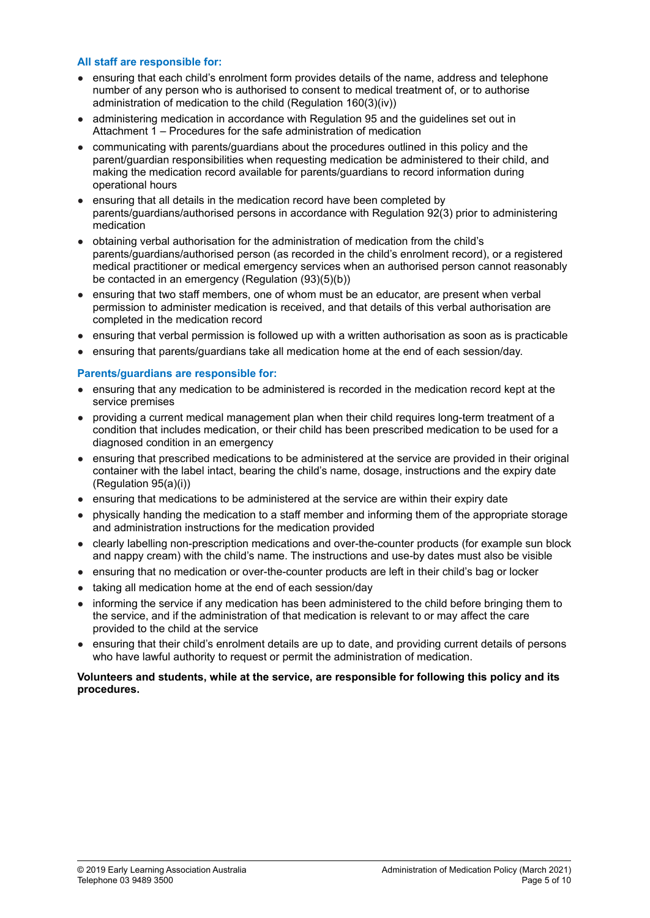**All staff are responsible for:**

- ensuring that each child's enrolment form provides details of the name, address and telephone number of any person who is authorised to consent to medical treatment of, or to authorise administration of medication to the child (Regulation 160(3)(iv))
- administering medication in accordance with Regulation 95 and the guidelines set out in Attachment 1 – Procedures for the safe administration of medication
- communicating with parents/guardians about the procedures outlined in this policy and the parent/guardian responsibilities when requesting medication be administered to their child, and making the medication record available for parents/guardians to record information during operational hours
- ensuring that all details in the medication record have been completed by parents/guardians/authorised persons in accordance with Regulation 92(3) prior to administering medication
- obtaining verbal authorisation for the administration of medication from the child's parents/guardians/authorised person (as recorded in the child's enrolment record), or a registered medical practitioner or medical emergency services when an authorised person cannot reasonably be contacted in an emergency (Regulation (93)(5)(b))
- ensuring that two staff members, one of whom must be an educator, are present when verbal permission to administer medication is received, and that details of this verbal authorisation are completed in the medication record
- ensuring that verbal permission is followed up with a written authorisation as soon as is practicable
- ensuring that parents/guardians take all medication home at the end of each session/day.

**Parents/guardians are responsible for:**

- ensuring that any medication to be administered is recorded in the medication record kept at the service premises
- providing a current medical management plan when their child requires long-term treatment of a condition that includes medication, or their child has been prescribed medication to be used for a diagnosed condition in an emergency
- ensuring that prescribed medications to be administered at the service are provided in their original container with the label intact, bearing the child's name, dosage, instructions and the expiry date (Regulation 95(a)(i))
- ensuring that medications to be administered at the service are within their expiry date
- physically handing the medication to a staff member and informing them of the appropriate storage and administration instructions for the medication provided
- clearly labelling non-prescription medications and over-the-counter products (for example sun block and nappy cream) with the child's name. The instructions and use-by dates must also be visible
- ensuring that no medication or over-the-counter products are left in their child's bag or locker
- taking all medication home at the end of each session/day
- informing the service if any medication has been administered to the child before bringing them to the service, and if the administration of that medication is relevant to or may affect the care provided to the child at the service
- ensuring that their child's enrolment details are up to date, and providing current details of persons who have lawful authority to request or permit the administration of medication.

**Volunteers and students, while at the service, are responsible for following this policy and its procedures.**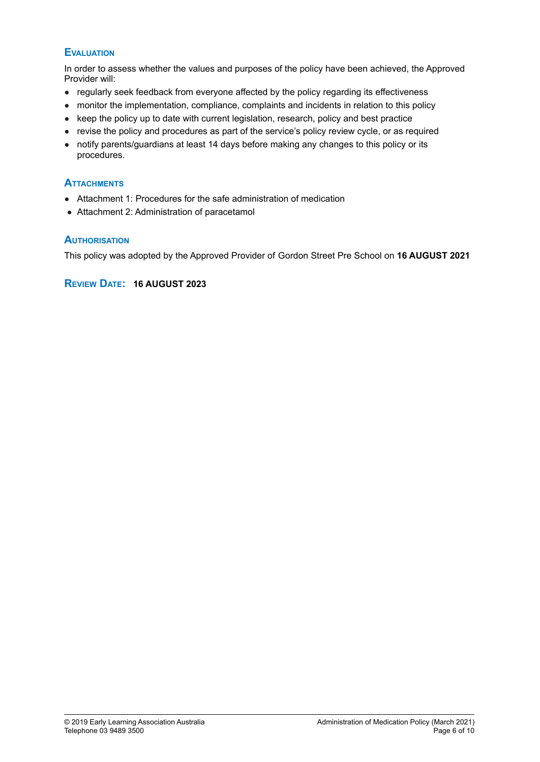## Evaluation

In order to assess whether the values and purposes of the policy have been achieved, the Approved Provider will:

- regularly seek feedback from everyone affected by the policy regarding its effectiveness
- monitor the implementation, compliance, complaints and incidents in relation to this policy
- keep the policy up to date with current legislation, research, policy and best practice
- revise the policy and procedures as part of the service's policy review cycle, or as required
- notify parents/guardians at least 14 days before making any changes to this policy or its procedures.

## Attachments

- Attachment 1: Procedures for the safe administration of medication
- Attachment 2: Administration of paracetamol

## Authorisation

This policy was adopted by the Approved Provider of Gordon Street Pre School on **16 AUGUST 2021**

## Review Date: **16 AUGUST 2023**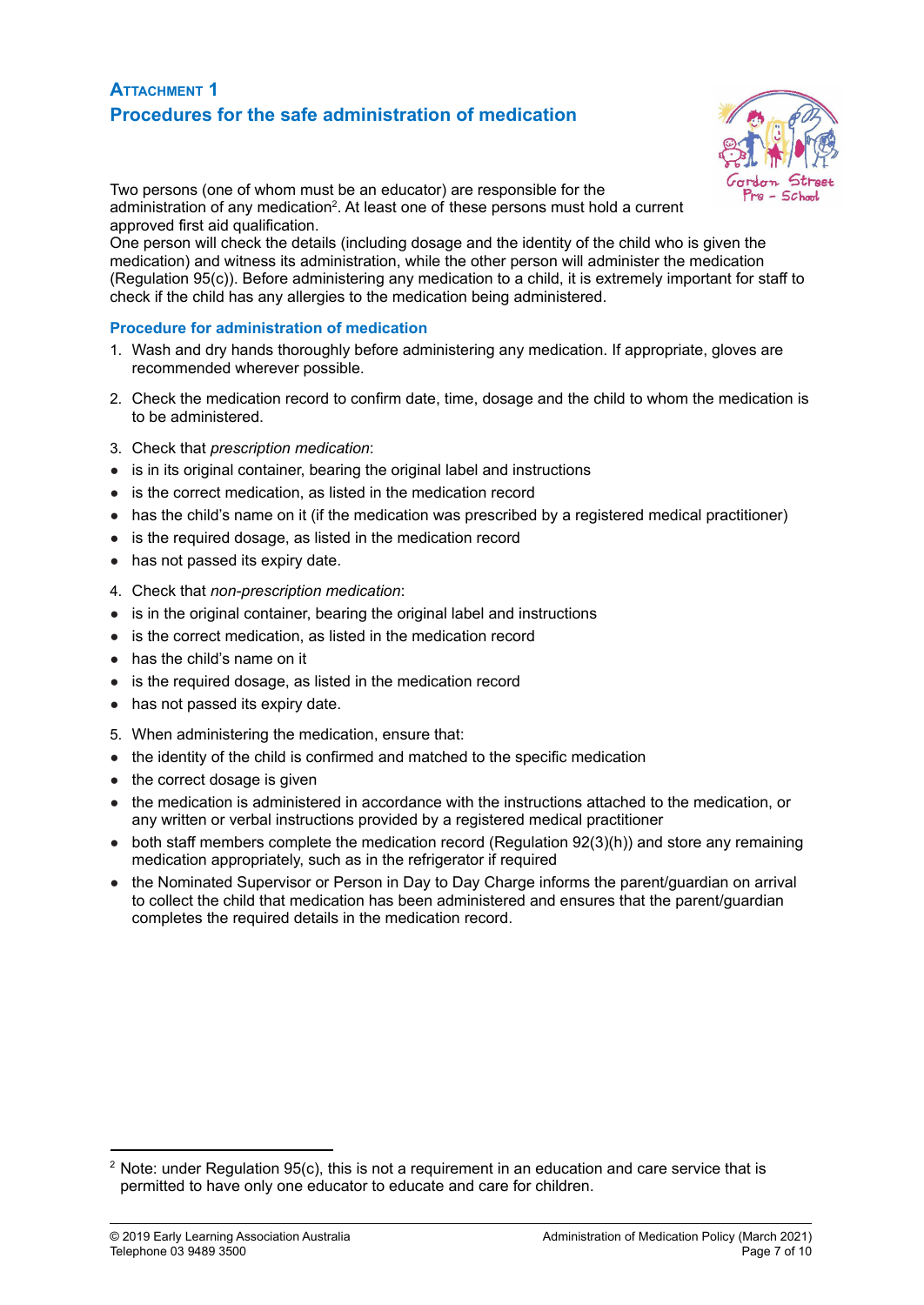## ATTACHMENT 1

## Procedures for the safe administration of medication

Two persons (one of whom must be an educator) are responsible for the administration of any medication[2]. At least one of these persons must hold a current approved first aid qualification.

One person will check the details (including dosage and the identity of the child who is given the medication) and witness its administration, while the other person will administer the medication (Regulation 95(c)). Before administering any medication to a child, it is extremely important for staff to check if the child has any allergies to the medication being administered.

### Procedure for administration of medication

1. Wash and dry hands thoroughly before administering any medication. If appropriate, gloves are recommended wherever possible.
2. Check the medication record to confirm date, time, dosage and the child to whom the medication is to be administered.
3. Check that *prescription medication*:
   - is in its original container, bearing the original label and instructions
   - is the correct medication, as listed in the medication record
   - has the child's name on it (if the medication was prescribed by a registered medical practitioner)
   - is the required dosage, as listed in the medication record
   - has not passed its expiry date.
4. Check that *non-prescription medication*:
   - is in the original container, bearing the original label and instructions
   - is the correct medication, as listed in the medication record
   - has the child's name on it
   - is the required dosage, as listed in the medication record
   - has not passed its expiry date.
5. When administering the medication, ensure that:
   - the identity of the child is confirmed and matched to the specific medication
   - the correct dosage is given
   - the medication is administered in accordance with the instructions attached to the medication, or any written or verbal instructions provided by a registered medical practitioner
   - both staff members complete the medication record (Regulation 92(3)(h)) and store any remaining medication appropriately, such as in the refrigerator if required
   - the Nominated Supervisor or Person in Day to Day Charge informs the parent/guardian on arrival to collect the child that medication has been administered and ensures that the parent/guardian completes the required details in the medication record.

[2] Note: under Regulation 95(c), this is not a requirement in an education and care service that is permitted to have only one educator to educate and care for children.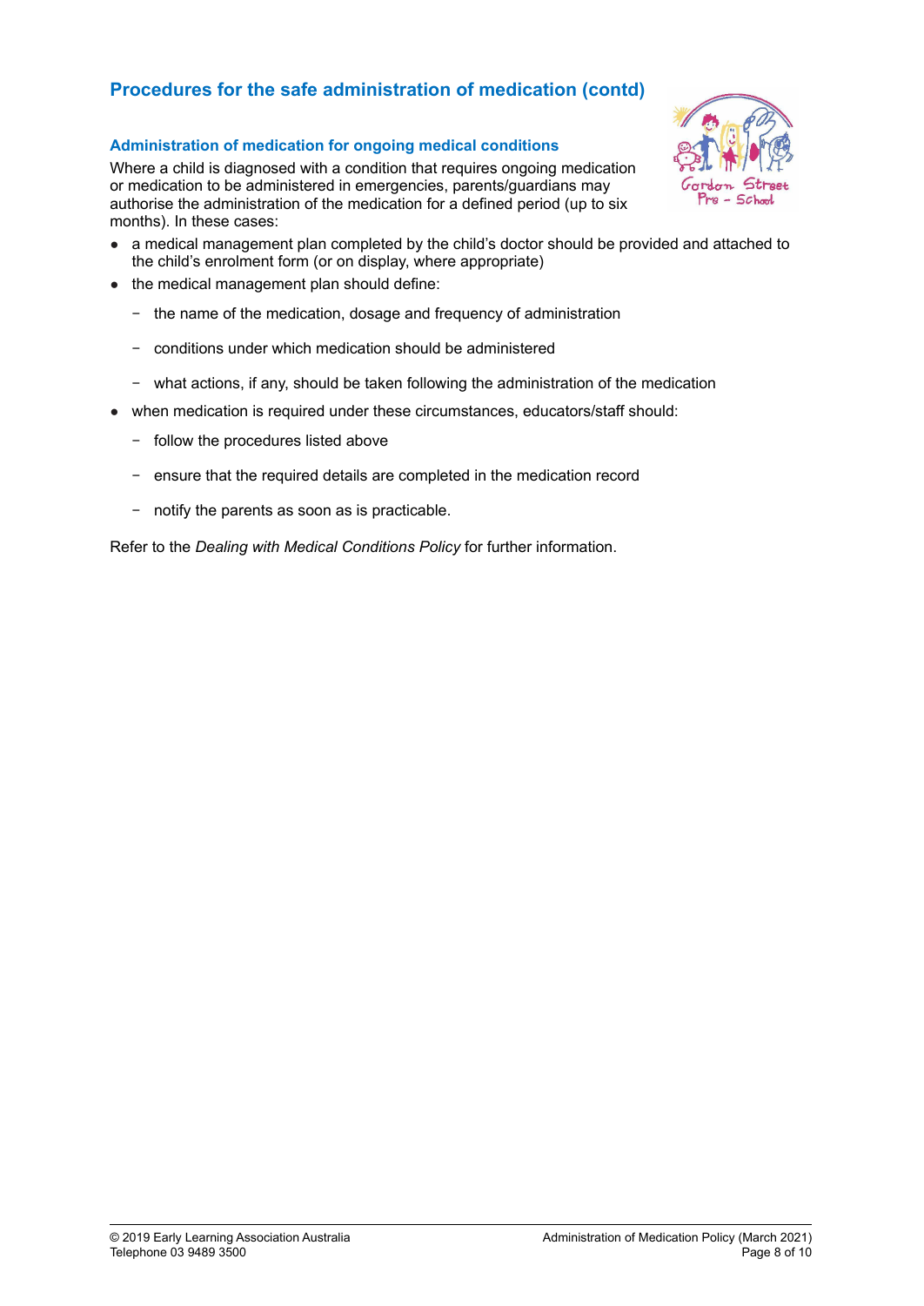## Procedures for the safe administration of medication (contd)

### Administration of medication for ongoing medical conditions

Where a child is diagnosed with a condition that requires ongoing medication or medication to be administered in emergencies, parents/guardians may authorise the administration of the medication for a defined period (up to six months). In these cases:

- a medical management plan completed by the child's doctor should be provided and attached to the child's enrolment form (or on display, where appropriate)
- the medical management plan should define:
  - the name of the medication, dosage and frequency of administration
  - conditions under which medication should be administered
  - what actions, if any, should be taken following the administration of the medication
- when medication is required under these circumstances, educators/staff should:
  - follow the procedures listed above
  - ensure that the required details are completed in the medication record
  - notify the parents as soon as is practicable.

Refer to the *Dealing with Medical Conditions Policy* for further information.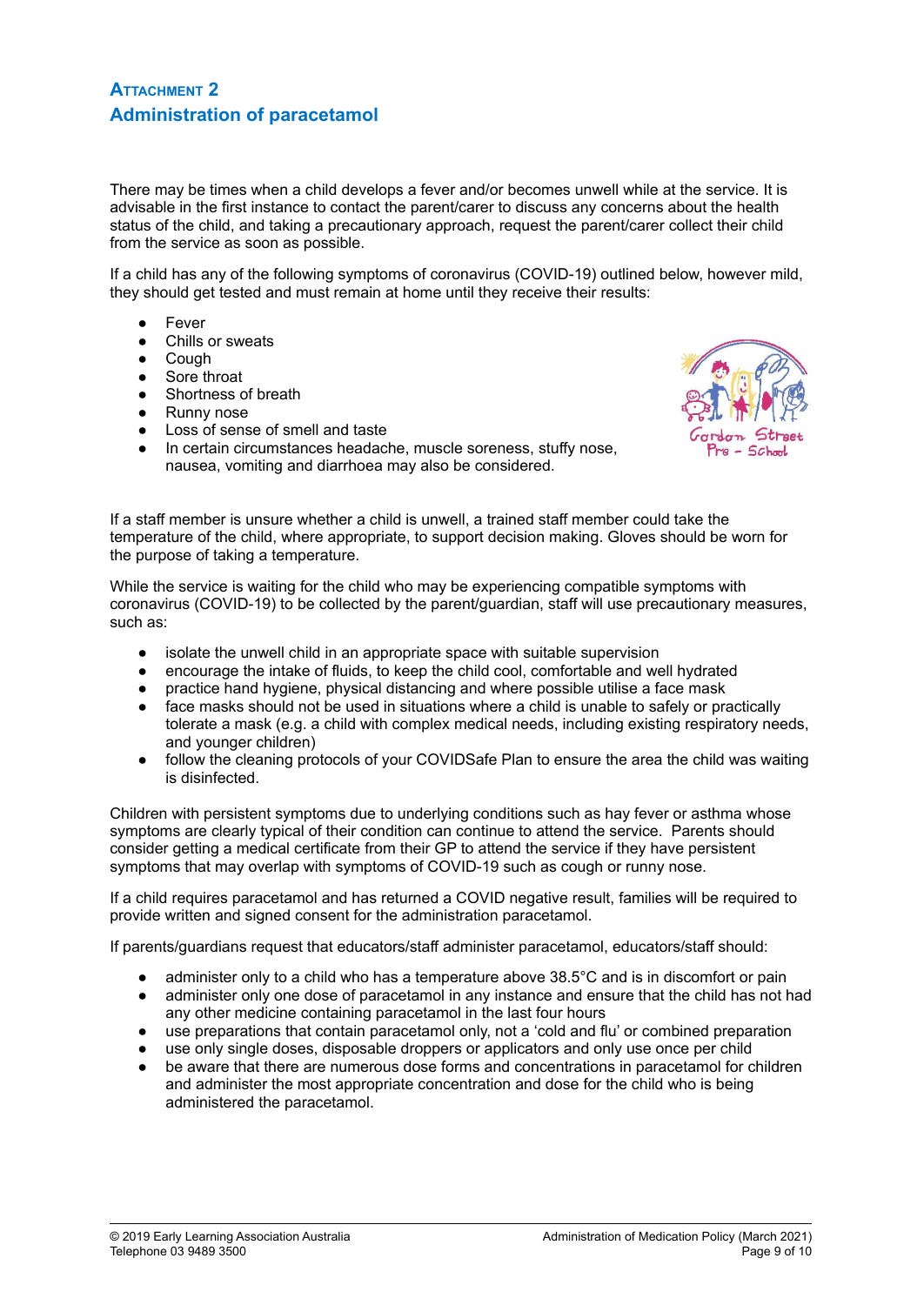## ATTACHMENT 2
## Administration of paracetamol

There may be times when a child develops a fever and/or becomes unwell while at the service. It is advisable in the first instance to contact the parent/carer to discuss any concerns about the health status of the child, and taking a precautionary approach, request the parent/carer collect their child from the service as soon as possible.

If a child has any of the following symptoms of coronavirus (COVID-19) outlined below, however mild, they should get tested and must remain at home until they receive their results:

- Fever
- Chills or sweats
- Cough
- Sore throat
- Shortness of breath
- Runny nose
- Loss of sense of smell and taste
- In certain circumstances headache, muscle soreness, stuffy nose, nausea, vomiting and diarrhoea may also be considered.

If a staff member is unsure whether a child is unwell, a trained staff member could take the temperature of the child, where appropriate, to support decision making. Gloves should be worn for the purpose of taking a temperature.

While the service is waiting for the child who may be experiencing compatible symptoms with coronavirus (COVID-19) to be collected by the parent/guardian, staff will use precautionary measures, such as:

- isolate the unwell child in an appropriate space with suitable supervision
- encourage the intake of fluids, to keep the child cool, comfortable and well hydrated
- practice hand hygiene, physical distancing and where possible utilise a face mask
- face masks should not be used in situations where a child is unable to safely or practically tolerate a mask (e.g. a child with complex medical needs, including existing respiratory needs, and younger children)
- follow the cleaning protocols of your COVIDSafe Plan to ensure the area the child was waiting is disinfected.

Children with persistent symptoms due to underlying conditions such as hay fever or asthma whose symptoms are clearly typical of their condition can continue to attend the service. Parents should consider getting a medical certificate from their GP to attend the service if they have persistent symptoms that may overlap with symptoms of COVID-19 such as cough or runny nose.

If a child requires paracetamol and has returned a COVID negative result, families will be required to provide written and signed consent for the administration paracetamol.

If parents/guardians request that educators/staff administer paracetamol, educators/staff should:

- administer only to a child who has a temperature above 38.5°C and is in discomfort or pain
- administer only one dose of paracetamol in any instance and ensure that the child has not had any other medicine containing paracetamol in the last four hours
- use preparations that contain paracetamol only, not a 'cold and flu' or combined preparation
- use only single doses, disposable droppers or applicators and only use once per child
- be aware that there are numerous dose forms and concentrations in paracetamol for children and administer the most appropriate concentration and dose for the child who is being administered the paracetamol.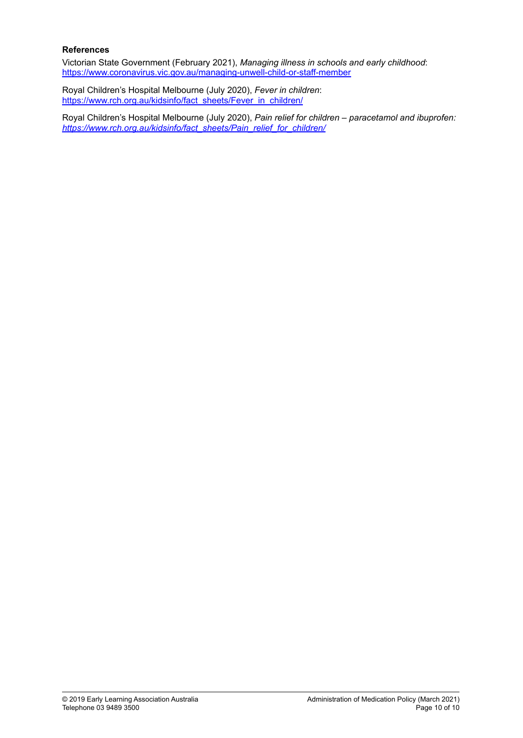**References**

Victorian State Government (February 2021), *Managing illness in schools and early childhood*: https://www.coronavirus.vic.gov.au/managing-unwell-child-or-staff-member

Royal Children's Hospital Melbourne (July 2020), *Fever in children*: https://www.rch.org.au/kidsinfo/fact_sheets/Fever_in_children/

Royal Children's Hospital Melbourne (July 2020), *Pain relief for children – paracetamol and ibuprofen: https://www.rch.org.au/kidsinfo/fact_sheets/Pain_relief_for_children/*